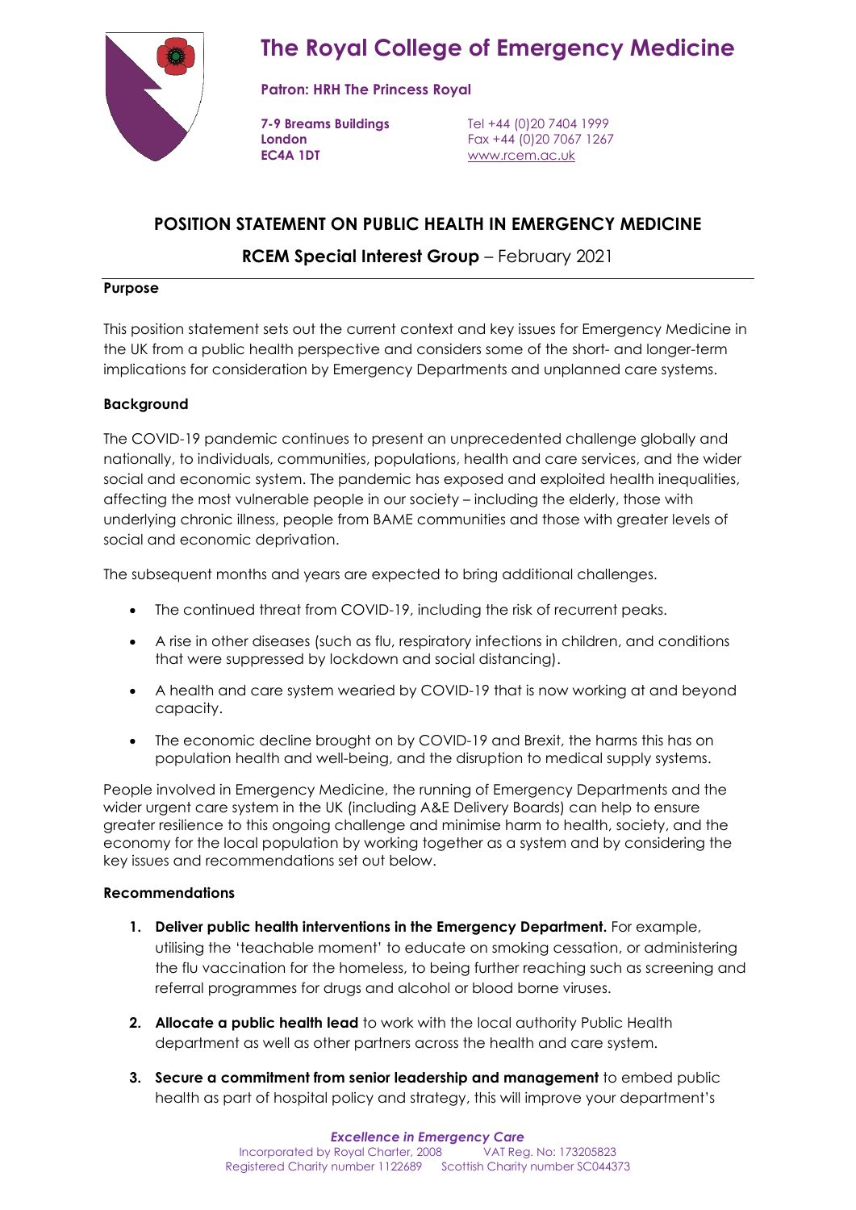# The Royal College of Emergency Medicine

**Patron: HRH The Princess Royal**

**7-9 Breams Buildings**
**London**
**EC4A 1DT**

Tel +44 (0)20 7404 1999
Fax +44 (0)20 7067 1267
www.rcem.ac.uk

## POSITION STATEMENT ON PUBLIC HEALTH IN EMERGENCY MEDICINE

### RCEM Special Interest Group – February 2021

**Purpose**

This position statement sets out the current context and key issues for Emergency Medicine in the UK from a public health perspective and considers some of the short- and longer-term implications for consideration by Emergency Departments and unplanned care systems.

**Background**

The COVID-19 pandemic continues to present an unprecedented challenge globally and nationally, to individuals, communities, populations, health and care services, and the wider social and economic system. The pandemic has exposed and exploited health inequalities, affecting the most vulnerable people in our society – including the elderly, those with underlying chronic illness, people from BAME communities and those with greater levels of social and economic deprivation.

The subsequent months and years are expected to bring additional challenges.

- The continued threat from COVID-19, including the risk of recurrent peaks.
- A rise in other diseases (such as flu, respiratory infections in children, and conditions that were suppressed by lockdown and social distancing).
- A health and care system wearied by COVID-19 that is now working at and beyond capacity.
- The economic decline brought on by COVID-19 and Brexit, the harms this has on population health and well-being, and the disruption to medical supply systems.

People involved in Emergency Medicine, the running of Emergency Departments and the wider urgent care system in the UK (including A&E Delivery Boards) can help to ensure greater resilience to this ongoing challenge and minimise harm to health, society, and the economy for the local population by working together as a system and by considering the key issues and recommendations set out below.

**Recommendations**

1. **Deliver public health interventions in the Emergency Department.** For example, utilising the 'teachable moment' to educate on smoking cessation, or administering the flu vaccination for the homeless, to being further reaching such as screening and referral programmes for drugs and alcohol or blood borne viruses.
2. **Allocate a public health lead** to work with the local authority Public Health department as well as other partners across the health and care system.
3. **Secure a commitment from senior leadership and management** to embed public health as part of hospital policy and strategy, this will improve your department's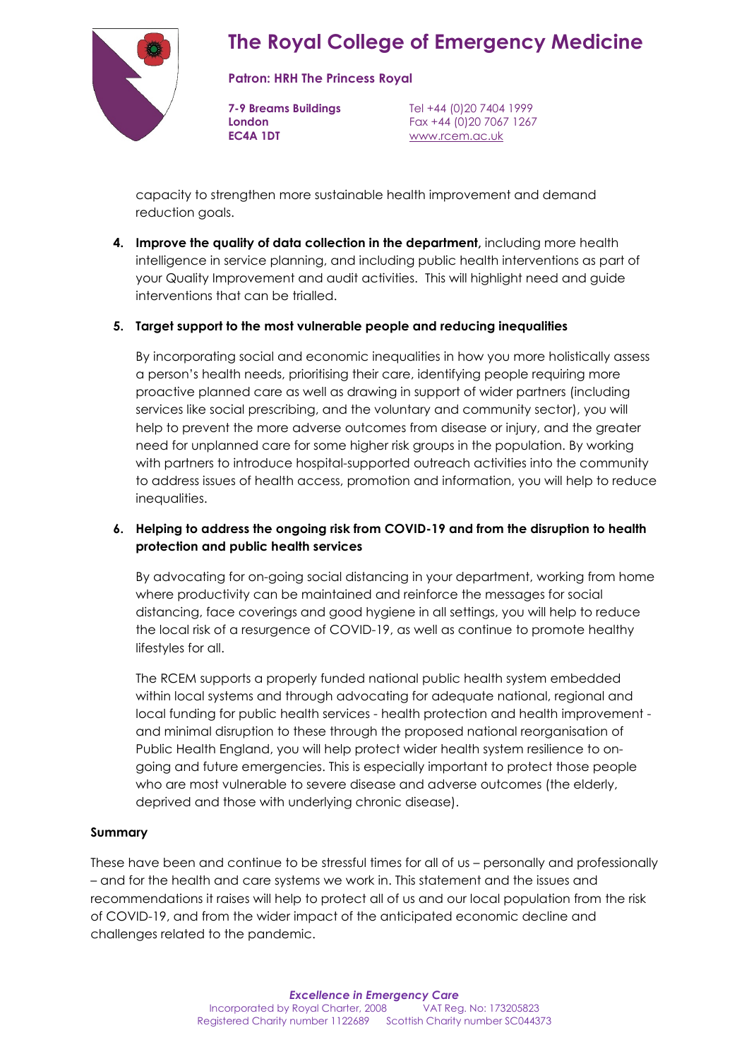capacity to strengthen more sustainable health improvement and demand reduction goals.

4. **Improve the quality of data collection in the department,** including more health intelligence in service planning, and including public health interventions as part of your Quality Improvement and audit activities. This will highlight need and guide interventions that can be trialled.

5. **Target support to the most vulnerable people and reducing inequalities**

   By incorporating social and economic inequalities in how you more holistically assess a person's health needs, prioritising their care, identifying people requiring more proactive planned care as well as drawing in support of wider partners (including services like social prescribing, and the voluntary and community sector), you will help to prevent the more adverse outcomes from disease or injury, and the greater need for unplanned care for some higher risk groups in the population. By working with partners to introduce hospital-supported outreach activities into the community to address issues of health access, promotion and information, you will help to reduce inequalities.

6. **Helping to address the ongoing risk from COVID-19 and from the disruption to health protection and public health services**

   By advocating for on-going social distancing in your department, working from home where productivity can be maintained and reinforce the messages for social distancing, face coverings and good hygiene in all settings, you will help to reduce the local risk of a resurgence of COVID-19, as well as continue to promote healthy lifestyles for all.

   The RCEM supports a properly funded national public health system embedded within local systems and through advocating for adequate national, regional and local funding for public health services - health protection and health improvement - and minimal disruption to these through the proposed national reorganisation of Public Health England, you will help protect wider health system resilience to on-going and future emergencies. This is especially important to protect those people who are most vulnerable to severe disease and adverse outcomes (the elderly, deprived and those with underlying chronic disease).

**Summary**

These have been and continue to be stressful times for all of us – personally and professionally – and for the health and care systems we work in. This statement and the issues and recommendations it raises will help to protect all of us and our local population from the risk of COVID-19, and from the wider impact of the anticipated economic decline and challenges related to the pandemic.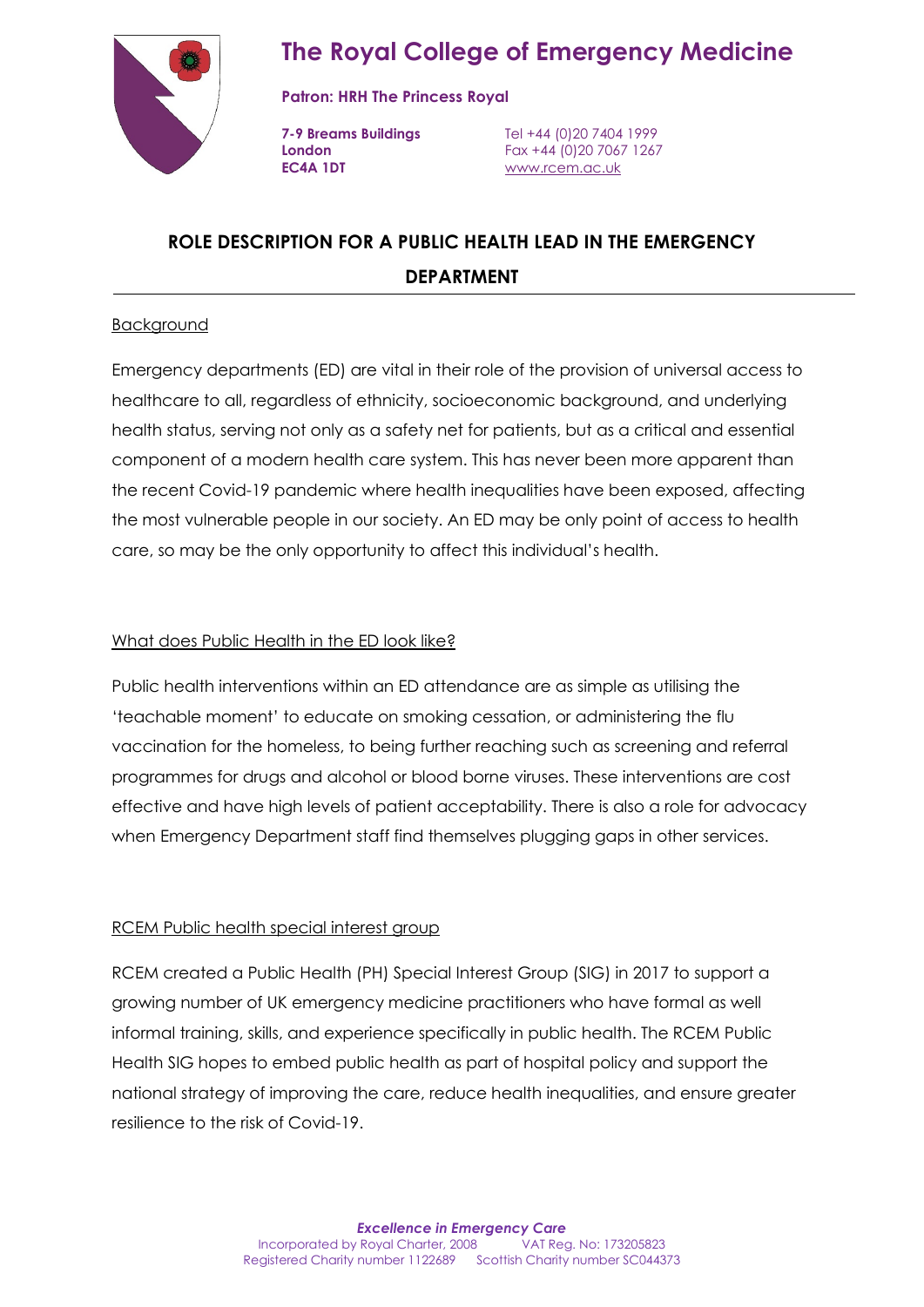# The Royal College of Emergency Medicine

**Patron: HRH The Princess Royal**

**7-9 Breams Buildings**
**London**
**EC4A 1DT**

Tel +44 (0)20 7404 1999
Fax +44 (0)20 7067 1267
www.rcem.ac.uk

## ROLE DESCRIPTION FOR A PUBLIC HEALTH LEAD IN THE EMERGENCY DEPARTMENT

### Background

Emergency departments (ED) are vital in their role of the provision of universal access to healthcare to all, regardless of ethnicity, socioeconomic background, and underlying health status, serving not only as a safety net for patients, but as a critical and essential component of a modern health care system. This has never been more apparent than the recent Covid-19 pandemic where health inequalities have been exposed, affecting the most vulnerable people in our society. An ED may be only point of access to health care, so may be the only opportunity to affect this individual's health.

### What does Public Health in the ED look like?

Public health interventions within an ED attendance are as simple as utilising the 'teachable moment' to educate on smoking cessation, or administering the flu vaccination for the homeless, to being further reaching such as screening and referral programmes for drugs and alcohol or blood borne viruses. These interventions are cost effective and have high levels of patient acceptability. There is also a role for advocacy when Emergency Department staff find themselves plugging gaps in other services.

### RCEM Public health special interest group

RCEM created a Public Health (PH) Special Interest Group (SIG) in 2017 to support a growing number of UK emergency medicine practitioners who have formal as well informal training, skills, and experience specifically in public health. The RCEM Public Health SIG hopes to embed public health as part of hospital policy and support the national strategy of improving the care, reduce health inequalities, and ensure greater resilience to the risk of Covid-19.

*Excellence in Emergency Care*
Incorporated by Royal Charter, 2008 VAT Reg. No: 173205823
Registered Charity number 1122689 Scottish Charity number SC044373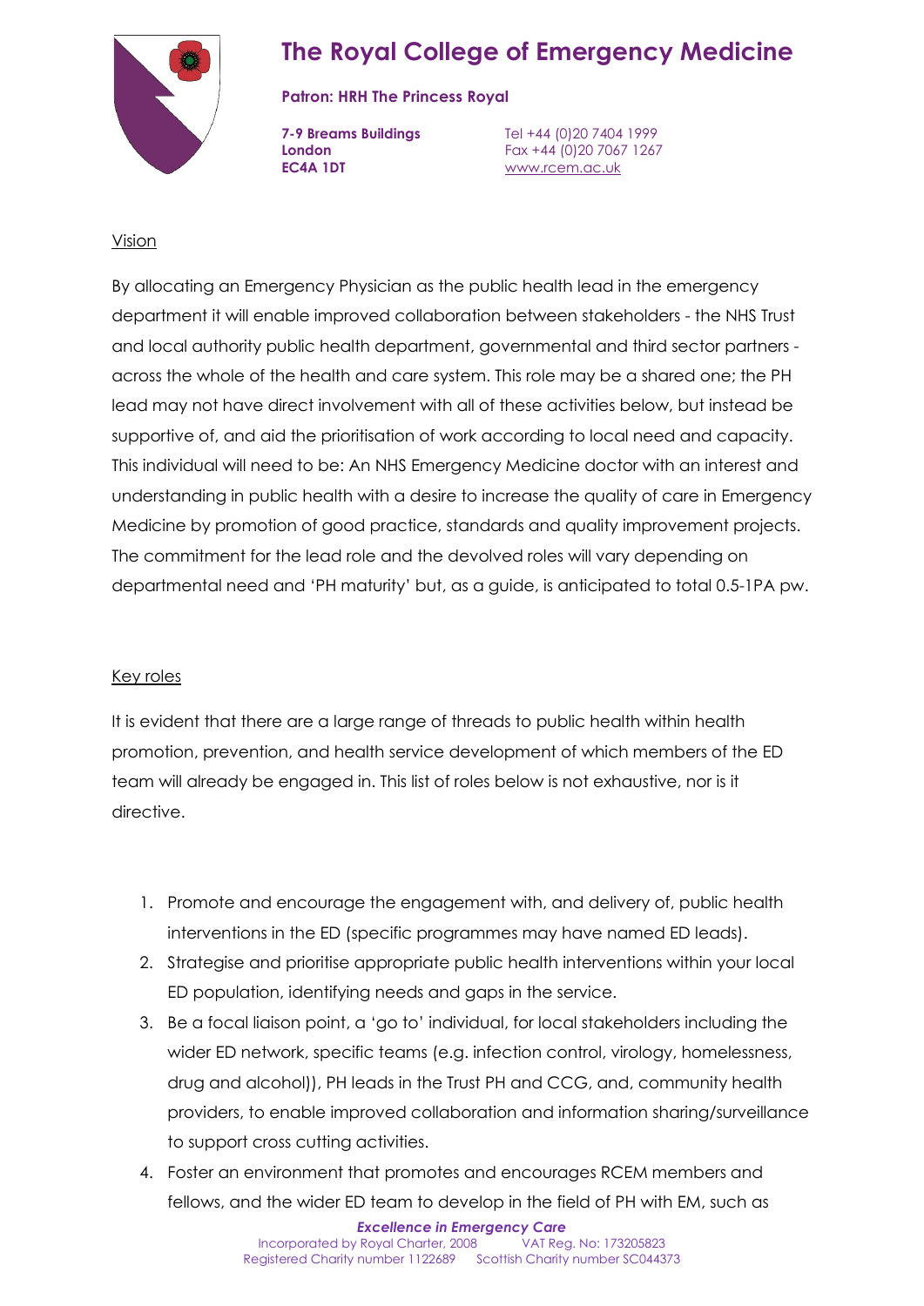# The Royal College of Emergency Medicine

**Patron: HRH The Princess Royal**

**7-9 Breams Buildings**
**London**
**EC4A 1DT**

Tel +44 (0)20 7404 1999
Fax +44 (0)20 7067 1267
www.rcem.ac.uk

Vision

By allocating an Emergency Physician as the public health lead in the emergency department it will enable improved collaboration between stakeholders - the NHS Trust and local authority public health department, governmental and third sector partners - across the whole of the health and care system. This role may be a shared one; the PH lead may not have direct involvement with all of these activities below, but instead be supportive of, and aid the prioritisation of work according to local need and capacity. This individual will need to be: An NHS Emergency Medicine doctor with an interest and understanding in public health with a desire to increase the quality of care in Emergency Medicine by promotion of good practice, standards and quality improvement projects. The commitment for the lead role and the devolved roles will vary depending on departmental need and 'PH maturity' but, as a guide, is anticipated to total 0.5-1PA pw.

Key roles

It is evident that there are a large range of threads to public health within health promotion, prevention, and health service development of which members of the ED team will already be engaged in. This list of roles below is not exhaustive, nor is it directive.

1. Promote and encourage the engagement with, and delivery of, public health interventions in the ED (specific programmes may have named ED leads).
2. Strategise and prioritise appropriate public health interventions within your local ED population, identifying needs and gaps in the service.
3. Be a focal liaison point, a 'go to' individual, for local stakeholders including the wider ED network, specific teams (e.g. infection control, virology, homelessness, drug and alcohol)), PH leads in the Trust PH and CCG, and, community health providers, to enable improved collaboration and information sharing/surveillance to support cross cutting activities.
4. Foster an environment that promotes and encourages RCEM members and fellows, and the wider ED team to develop in the field of PH with EM, such as

*Excellence in Emergency Care*
Incorporated by Royal Charter, 2008 VAT Reg. No: 173205823
Registered Charity number 1122689 Scottish Charity number SC044373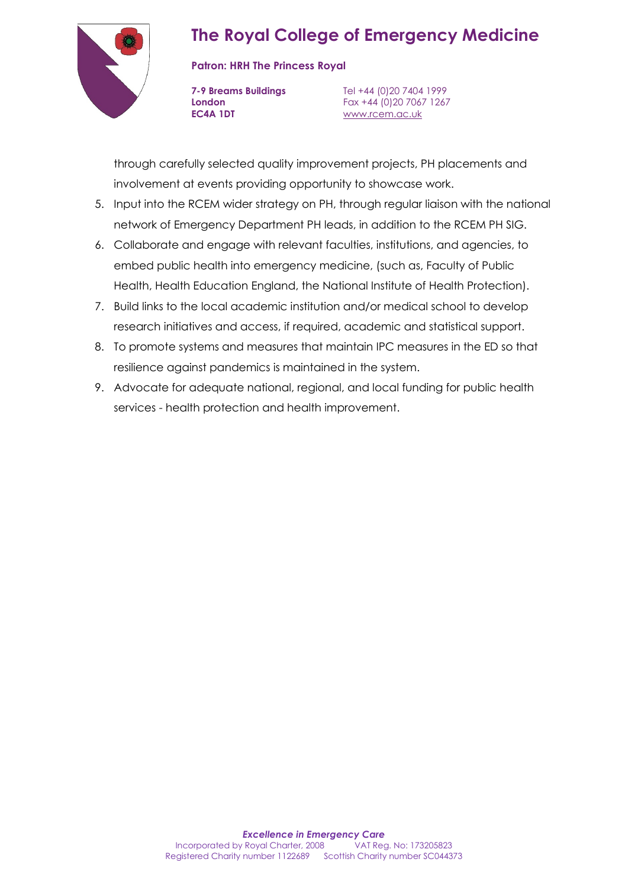through carefully selected quality improvement projects, PH placements and involvement at events providing opportunity to showcase work.

5. Input into the RCEM wider strategy on PH, through regular liaison with the national network of Emergency Department PH leads, in addition to the RCEM PH SIG.
6. Collaborate and engage with relevant faculties, institutions, and agencies, to embed public health into emergency medicine, (such as, Faculty of Public Health, Health Education England, the National Institute of Health Protection).
7. Build links to the local academic institution and/or medical school to develop research initiatives and access, if required, academic and statistical support.
8. To promote systems and measures that maintain IPC measures in the ED so that resilience against pandemics is maintained in the system.
9. Advocate for adequate national, regional, and local funding for public health services - health protection and health improvement.